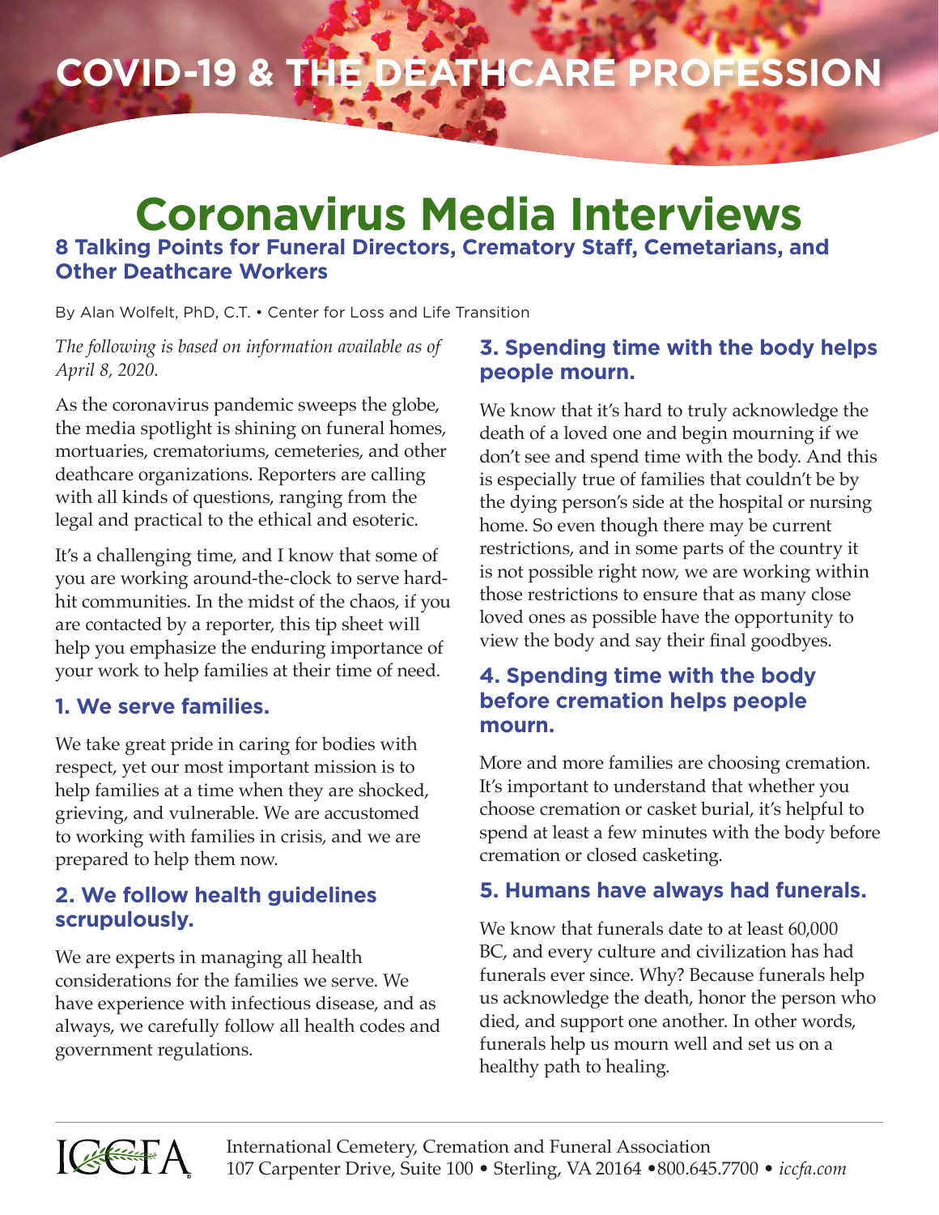# COVID-19 & THE DEATHCARE PROFESSION

# Coronavirus Media Interviews

## 8 Talking Points for Funeral Directors, Crematory Staff, Cemetarians, and Other Deathcare Workers

By Alan Wolfelt, PhD, C.T. • Center for Loss and Life Transition

*The following is based on information available as of April 8, 2020.*

As the coronavirus pandemic sweeps the globe, the media spotlight is shining on funeral homes, mortuaries, crematoriums, cemeteries, and other deathcare organizations. Reporters are calling with all kinds of questions, ranging from the legal and practical to the ethical and esoteric.

It's a challenging time, and I know that some of you are working around-the-clock to serve hard-hit communities. In the midst of the chaos, if you are contacted by a reporter, this tip sheet will help you emphasize the enduring importance of your work to help families at their time of need.

### 1. We serve families.

We take great pride in caring for bodies with respect, yet our most important mission is to help families at a time when they are shocked, grieving, and vulnerable. We are accustomed to working with families in crisis, and we are prepared to help them now.

### 2. We follow health guidelines scrupulously.

We are experts in managing all health considerations for the families we serve. We have experience with infectious disease, and as always, we carefully follow all health codes and government regulations.

### 3. Spending time with the body helps people mourn.

We know that it's hard to truly acknowledge the death of a loved one and begin mourning if we don't see and spend time with the body. And this is especially true of families that couldn't be by the dying person's side at the hospital or nursing home. So even though there may be current restrictions, and in some parts of the country it is not possible right now, we are working within those restrictions to ensure that as many close loved ones as possible have the opportunity to view the body and say their final goodbyes.

### 4. Spending time with the body before cremation helps people mourn.

More and more families are choosing cremation. It's important to understand that whether you choose cremation or casket burial, it's helpful to spend at least a few minutes with the body before cremation or closed casketing.

### 5. Humans have always had funerals.

We know that funerals date to at least 60,000 BC, and every culture and civilization has had funerals ever since. Why? Because funerals help us acknowledge the death, honor the person who died, and support one another. In other words, funerals help us mourn well and set us on a healthy path to healing.

ICCFA

International Cemetery, Cremation and Funeral Association
107 Carpenter Drive, Suite 100 • Sterling, VA 20164 •800.645.7700 • *iccfa.com*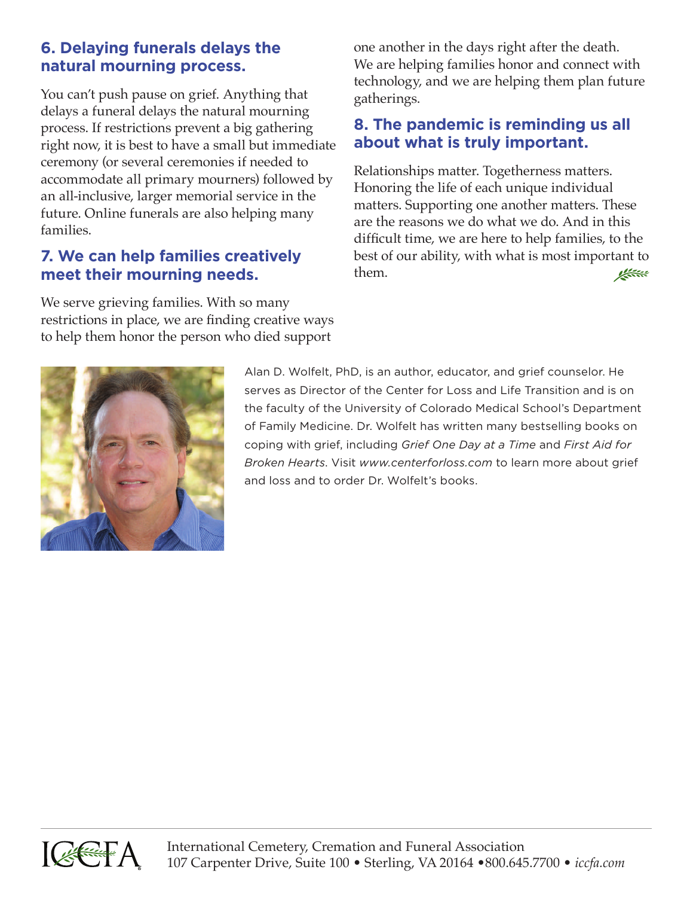## 6. Delaying funerals delays the natural mourning process.

You can't push pause on grief. Anything that delays a funeral delays the natural mourning process. If restrictions prevent a big gathering right now, it is best to have a small but immediate ceremony (or several ceremonies if needed to accommodate all primary mourners) followed by an all-inclusive, larger memorial service in the future. Online funerals are also helping many families.

## 7. We can help families creatively meet their mourning needs.

We serve grieving families. With so many restrictions in place, we are finding creative ways to help them honor the person who died support one another in the days right after the death. We are helping families honor and connect with technology, and we are helping them plan future gatherings.

## 8. The pandemic is reminding us all about what is truly important.

Relationships matter. Togetherness matters. Honoring the life of each unique individual matters. Supporting one another matters. These are the reasons we do what we do. And in this difficult time, we are here to help families, to the best of our ability, with what is most important to them.

Alan D. Wolfelt, PhD, is an author, educator, and grief counselor. He serves as Director of the Center for Loss and Life Transition and is on the faculty of the University of Colorado Medical School's Department of Family Medicine. Dr. Wolfelt has written many bestselling books on coping with grief, including *Grief One Day at a Time* and *First Aid for Broken Hearts*. Visit *www.centerforloss.com* to learn more about grief and loss and to order Dr. Wolfelt's books.

ICCFA

International Cemetery, Cremation and Funeral Association
107 Carpenter Drive, Suite 100 • Sterling, VA 20164 •800.645.7700 • *iccfa.com*